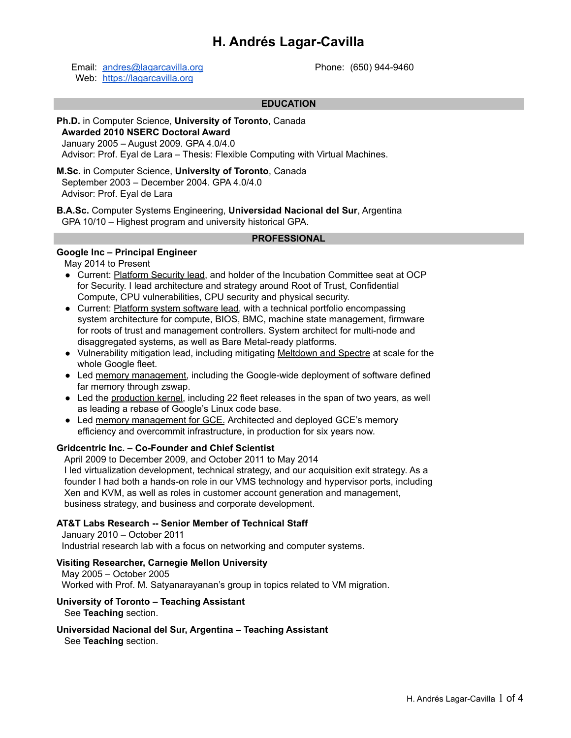# H. Andrés Lagar-Cavilla

Email: [andres@lagarcavilla.org](mailto:andres@lagarcavilla.org)
Web: [https://lagarcavilla.org](https://lagarcavilla.org)
Phone: (650) 944-9460

## EDUCATION

**Ph.D.** in Computer Science, **University of Toronto**, Canada
**Awarded 2010 NSERC Doctoral Award**
January 2005 – August 2009. GPA 4.0/4.0
Advisor: Prof. Eyal de Lara – Thesis: Flexible Computing with Virtual Machines.

**M.Sc.** in Computer Science, **University of Toronto**, Canada
September 2003 – December 2004. GPA 4.0/4.0
Advisor: Prof. Eyal de Lara

**B.A.Sc.** Computer Systems Engineering, **Universidad Nacional del Sur**, Argentina
GPA 10/10 – Highest program and university historical GPA.

## PROFESSIONAL

**Google Inc – Principal Engineer**
May 2014 to Present

- Current: Platform Security lead, and holder of the Incubation Committee seat at OCP for Security. I lead architecture and strategy around Root of Trust, Confidential Compute, CPU vulnerabilities, CPU security and physical security.
- Current: Platform system software lead, with a technical portfolio encompassing system architecture for compute, BIOS, BMC, machine state management, firmware for roots of trust and management controllers. System architect for multi-node and disaggregated systems, as well as Bare Metal-ready platforms.
- Vulnerability mitigation lead, including mitigating Meltdown and Spectre at scale for the whole Google fleet.
- Led memory management, including the Google-wide deployment of software defined far memory through zswap.
- Led the production kernel, including 22 fleet releases in the span of two years, as well as leading a rebase of Google's Linux code base.
- Led memory management for GCE. Architected and deployed GCE's memory efficiency and overcommit infrastructure, in production for six years now.

**Gridcentric Inc. – Co-Founder and Chief Scientist**
April 2009 to December 2009, and October 2011 to May 2014
I led virtualization development, technical strategy, and our acquisition exit strategy. As a founder I had both a hands-on role in our VMS technology and hypervisor ports, including Xen and KVM, as well as roles in customer account generation and management, business strategy, and business and corporate development.

**AT&T Labs Research -- Senior Member of Technical Staff**
January 2010 – October 2011
Industrial research lab with a focus on networking and computer systems.

**Visiting Researcher, Carnegie Mellon University**
May 2005 – October 2005
Worked with Prof. M. Satyanarayanan's group in topics related to VM migration.

**University of Toronto – Teaching Assistant**
See **Teaching** section.

**Universidad Nacional del Sur, Argentina – Teaching Assistant**
See **Teaching** section.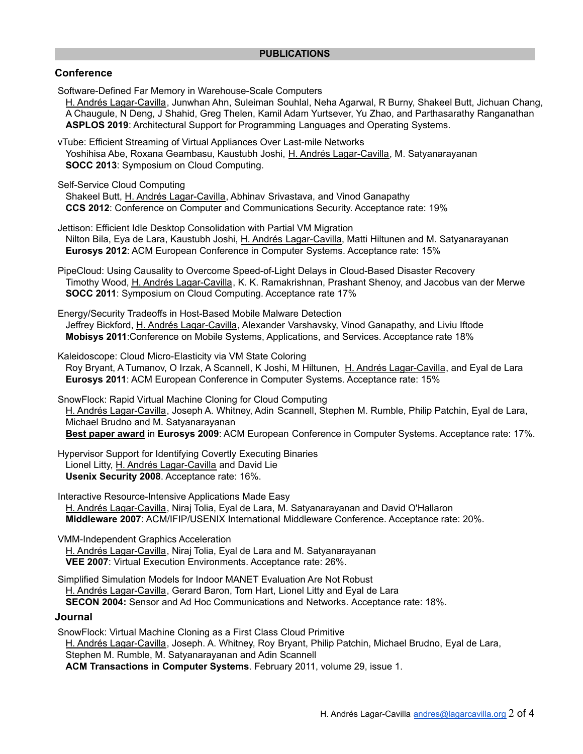## PUBLICATIONS

### Conference

Software-Defined Far Memory in Warehouse-Scale Computers
H. Andrés Lagar-Cavilla, Junwhan Ahn, Suleiman Souhlal, Neha Agarwal, R Burny, Shakeel Butt, Jichuan Chang, A Chaugule, N Deng, J Shahid, Greg Thelen, Kamil Adam Yurtsever, Yu Zhao, and Parthasarathy Ranganathan
**ASPLOS 2019**: Architectural Support for Programming Languages and Operating Systems.

vTube: Efficient Streaming of Virtual Appliances Over Last-mile Networks
Yoshihisa Abe, Roxana Geambasu, Kaustubh Joshi, H. Andrés Lagar-Cavilla, M. Satyanarayanan
**SOCC 2013**: Symposium on Cloud Computing.

Self-Service Cloud Computing
Shakeel Butt, H. Andrés Lagar-Cavilla, Abhinav Srivastava, and Vinod Ganapathy
**CCS 2012**: Conference on Computer and Communications Security. Acceptance rate: 19%

Jettison: Efficient Idle Desktop Consolidation with Partial VM Migration
Nilton Bila, Eya de Lara, Kaustubh Joshi, H. Andrés Lagar-Cavilla, Matti Hiltunen and M. Satyanarayanan
**Eurosys 2012**: ACM European Conference in Computer Systems. Acceptance rate: 15%

PipeCloud: Using Causality to Overcome Speed-of-Light Delays in Cloud-Based Disaster Recovery
Timothy Wood, H. Andrés Lagar-Cavilla, K. K. Ramakrishnan, Prashant Shenoy, and Jacobus van der Merwe
**SOCC 2011**: Symposium on Cloud Computing. Acceptance rate 17%

Energy/Security Tradeoffs in Host-Based Mobile Malware Detection
Jeffrey Bickford, H. Andrés Lagar-Cavilla, Alexander Varshavsky, Vinod Ganapathy, and Liviu Iftode
**Mobisys 2011**:Conference on Mobile Systems, Applications, and Services. Acceptance rate 18%

Kaleidoscope: Cloud Micro-Elasticity via VM State Coloring
Roy Bryant, A Tumanov, O Irzak, A Scannell, K Joshi, M Hiltunen, H. Andrés Lagar-Cavilla, and Eyal de Lara
**Eurosys 2011**: ACM European Conference in Computer Systems. Acceptance rate: 15%

SnowFlock: Rapid Virtual Machine Cloning for Cloud Computing
H. Andrés Lagar-Cavilla, Joseph A. Whitney, Adin Scannell, Stephen M. Rumble, Philip Patchin, Eyal de Lara, Michael Brudno and M. Satyanarayanan
**Best paper award** in **Eurosys 2009**: ACM European Conference in Computer Systems. Acceptance rate: 17%.

Hypervisor Support for Identifying Covertly Executing Binaries
Lionel Litty, H. Andrés Lagar-Cavilla and David Lie
**Usenix Security 2008**. Acceptance rate: 16%.

Interactive Resource-Intensive Applications Made Easy
H. Andrés Lagar-Cavilla, Niraj Tolia, Eyal de Lara, M. Satyanarayanan and David O'Hallaron
**Middleware 2007**: ACM/IFIP/USENIX International Middleware Conference. Acceptance rate: 20%.

VMM-Independent Graphics Acceleration
H. Andrés Lagar-Cavilla, Niraj Tolia, Eyal de Lara and M. Satyanarayanan
**VEE 2007**: Virtual Execution Environments. Acceptance rate: 26%.

Simplified Simulation Models for Indoor MANET Evaluation Are Not Robust
H. Andrés Lagar-Cavilla, Gerard Baron, Tom Hart, Lionel Litty and Eyal de Lara
**SECON 2004:** Sensor and Ad Hoc Communications and Networks. Acceptance rate: 18%.

### Journal

SnowFlock: Virtual Machine Cloning as a First Class Cloud Primitive
H. Andrés Lagar-Cavilla, Joseph. A. Whitney, Roy Bryant, Philip Patchin, Michael Brudno, Eyal de Lara, Stephen M. Rumble, M. Satyanarayanan and Adin Scannell
**ACM Transactions in Computer Systems**. February 2011, volume 29, issue 1.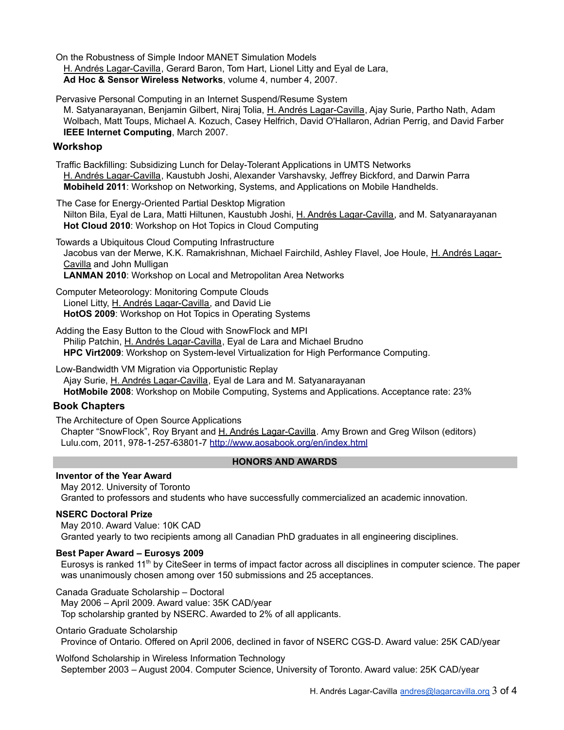On the Robustness of Simple Indoor MANET Simulation Models
H. Andrés Lagar-Cavilla, Gerard Baron, Tom Hart, Lionel Litty and Eyal de Lara,
**Ad Hoc & Sensor Wireless Networks**, volume 4, number 4, 2007.

Pervasive Personal Computing in an Internet Suspend/Resume System
M. Satyanarayanan, Benjamin Gilbert, Niraj Tolia, H. Andrés Lagar-Cavilla, Ajay Surie, Partho Nath, Adam Wolbach, Matt Toups, Michael A. Kozuch, Casey Helfrich, David O'Hallaron, Adrian Perrig, and David Farber
**IEEE Internet Computing**, March 2007.

### Workshop

Traffic Backfilling: Subsidizing Lunch for Delay-Tolerant Applications in UMTS Networks
H. Andrés Lagar-Cavilla, Kaustubh Joshi, Alexander Varshavsky, Jeffrey Bickford, and Darwin Parra
**Mobiheld 2011**: Workshop on Networking, Systems, and Applications on Mobile Handhelds.

The Case for Energy-Oriented Partial Desktop Migration
Nilton Bila, Eyal de Lara, Matti Hiltunen, Kaustubh Joshi, H. Andrés Lagar-Cavilla, and M. Satyanarayanan
**Hot Cloud 2010**: Workshop on Hot Topics in Cloud Computing

Towards a Ubiquitous Cloud Computing Infrastructure
Jacobus van der Merwe, K.K. Ramakrishnan, Michael Fairchild, Ashley Flavel, Joe Houle, H. Andrés Lagar-Cavilla and John Mulligan
**LANMAN 2010**: Workshop on Local and Metropolitan Area Networks

Computer Meteorology: Monitoring Compute Clouds
Lionel Litty, H. Andrés Lagar-Cavilla, and David Lie
**HotOS 2009**: Workshop on Hot Topics in Operating Systems

Adding the Easy Button to the Cloud with SnowFlock and MPI
Philip Patchin, H. Andrés Lagar-Cavilla, Eyal de Lara and Michael Brudno
**HPC Virt2009**: Workshop on System-level Virtualization for High Performance Computing.

Low-Bandwidth VM Migration via Opportunistic Replay
Ajay Surie, H. Andrés Lagar-Cavilla, Eyal de Lara and M. Satyanarayanan
**HotMobile 2008**: Workshop on Mobile Computing, Systems and Applications. Acceptance rate: 23%

### Book Chapters

The Architecture of Open Source Applications
Chapter "SnowFlock", Roy Bryant and H. Andrés Lagar-Cavilla. Amy Brown and Greg Wilson (editors)
Lulu.com, 2011, 978-1-257-63801-7 http://www.aosabook.org/en/index.html

## HONORS AND AWARDS

**Inventor of the Year Award**
May 2012. University of Toronto
Granted to professors and students who have successfully commercialized an academic innovation.

**NSERC Doctoral Prize**
May 2010. Award Value: 10K CAD
Granted yearly to two recipients among all Canadian PhD graduates in all engineering disciplines.

**Best Paper Award – Eurosys 2009**
Eurosys is ranked 11th by CiteSeer in terms of impact factor across all disciplines in computer science. The paper was unanimously chosen among over 150 submissions and 25 acceptances.

Canada Graduate Scholarship – Doctoral
May 2006 – April 2009. Award value: 35K CAD/year
Top scholarship granted by NSERC. Awarded to 2% of all applicants.

Ontario Graduate Scholarship
Province of Ontario. Offered on April 2006, declined in favor of NSERC CGS-D. Award value: 25K CAD/year

Wolfond Scholarship in Wireless Information Technology
September 2003 – August 2004. Computer Science, University of Toronto. Award value: 25K CAD/year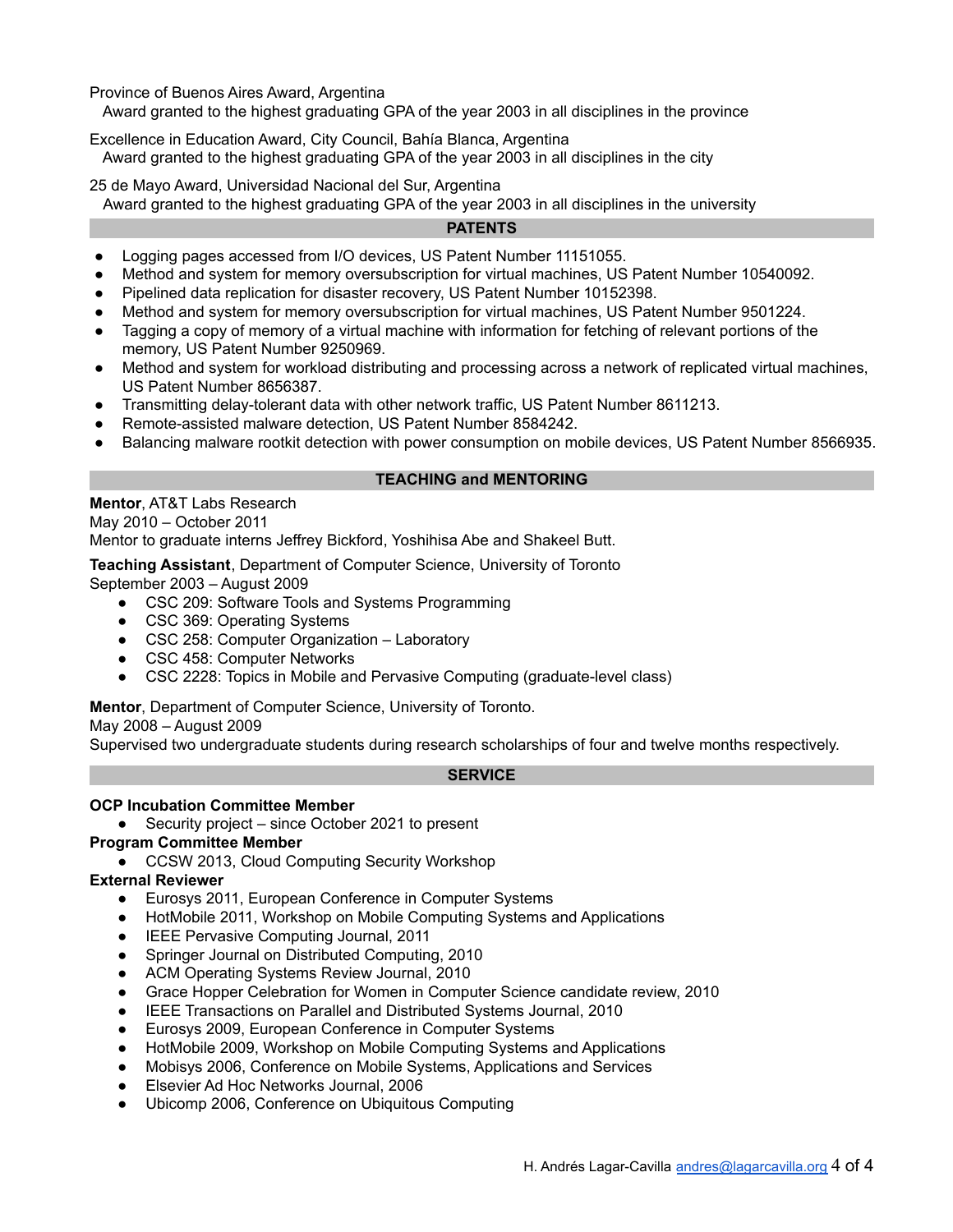Province of Buenos Aires Award, Argentina
Award granted to the highest graduating GPA of the year 2003 in all disciplines in the province

Excellence in Education Award, City Council, Bahía Blanca, Argentina
Award granted to the highest graduating GPA of the year 2003 in all disciplines in the city

25 de Mayo Award, Universidad Nacional del Sur, Argentina
Award granted to the highest graduating GPA of the year 2003 in all disciplines in the university

## PATENTS

- Logging pages accessed from I/O devices, US Patent Number 11151055.
- Method and system for memory oversubscription for virtual machines, US Patent Number 10540092.
- Pipelined data replication for disaster recovery, US Patent Number 10152398.
- Method and system for memory oversubscription for virtual machines, US Patent Number 9501224.
- Tagging a copy of memory of a virtual machine with information for fetching of relevant portions of the memory, US Patent Number 9250969.
- Method and system for workload distributing and processing across a network of replicated virtual machines, US Patent Number 8656387.
- Transmitting delay-tolerant data with other network traffic, US Patent Number 8611213.
- Remote-assisted malware detection, US Patent Number 8584242.
- Balancing malware rootkit detection with power consumption on mobile devices, US Patent Number 8566935.

## TEACHING and MENTORING

**Mentor**, AT&T Labs Research
May 2010 – October 2011
Mentor to graduate interns Jeffrey Bickford, Yoshihisa Abe and Shakeel Butt.

**Teaching Assistant**, Department of Computer Science, University of Toronto
September 2003 – August 2009

- CSC 209: Software Tools and Systems Programming
- CSC 369: Operating Systems
- CSC 258: Computer Organization – Laboratory
- CSC 458: Computer Networks
- CSC 2228: Topics in Mobile and Pervasive Computing (graduate-level class)

**Mentor**, Department of Computer Science, University of Toronto.
May 2008 – August 2009
Supervised two undergraduate students during research scholarships of four and twelve months respectively.

## SERVICE

**OCP Incubation Committee Member**

- Security project – since October 2021 to present

**Program Committee Member**

- CCSW 2013, Cloud Computing Security Workshop

**External Reviewer**

- Eurosys 2011, European Conference in Computer Systems
- HotMobile 2011, Workshop on Mobile Computing Systems and Applications
- IEEE Pervasive Computing Journal, 2011
- Springer Journal on Distributed Computing, 2010
- ACM Operating Systems Review Journal, 2010
- Grace Hopper Celebration for Women in Computer Science candidate review, 2010
- IEEE Transactions on Parallel and Distributed Systems Journal, 2010
- Eurosys 2009, European Conference in Computer Systems
- HotMobile 2009, Workshop on Mobile Computing Systems and Applications
- Mobisys 2006, Conference on Mobile Systems, Applications and Services
- Elsevier Ad Hoc Networks Journal, 2006
- Ubicomp 2006, Conference on Ubiquitous Computing